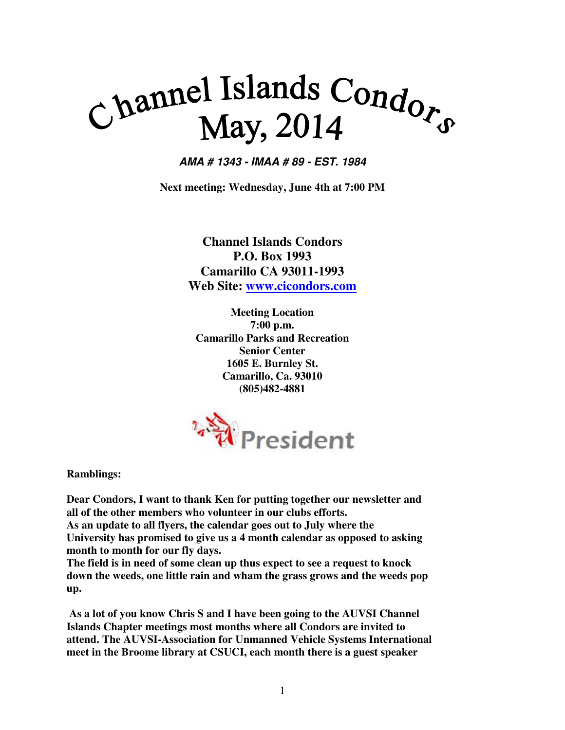# Channel Islands Condors May, 2014

***AMA # 1343 - IMAA # 89 - EST. 1984***

**Next meeting: Wednesday, June 4th at 7:00 PM**

**Channel Islands Condors**
**P.O. Box 1993**
**Camarillo CA 93011-1993**
**Web Site: [www.cicondors.com](http://www.cicondors.com)**

**Meeting Location**
**7:00 p.m.**
**Camarillo Parks and Recreation**
**Senior Center**
**1605 E. Burnley St.**
**Camarillo, Ca. 93010**
**(805)482-4881**

## President

**Ramblings:**

**Dear Condors, I want to thank Ken for putting together our newsletter and all of the other members who volunteer in our clubs efforts.**
**As an update to all flyers, the calendar goes out to July where the University has promised to give us a 4 month calendar as opposed to asking month to month for our fly days.**
**The field is in need of some clean up thus expect to see a request to knock down the weeds, one little rain and wham the grass grows and the weeds pop up.**

**As a lot of you know Chris S and I have been going to the AUVSI Channel Islands Chapter meetings most months where all Condors are invited to attend. The AUVSI-Association for Unmanned Vehicle Systems International meet in the Broome library at CSUCI, each month there is a guest speaker**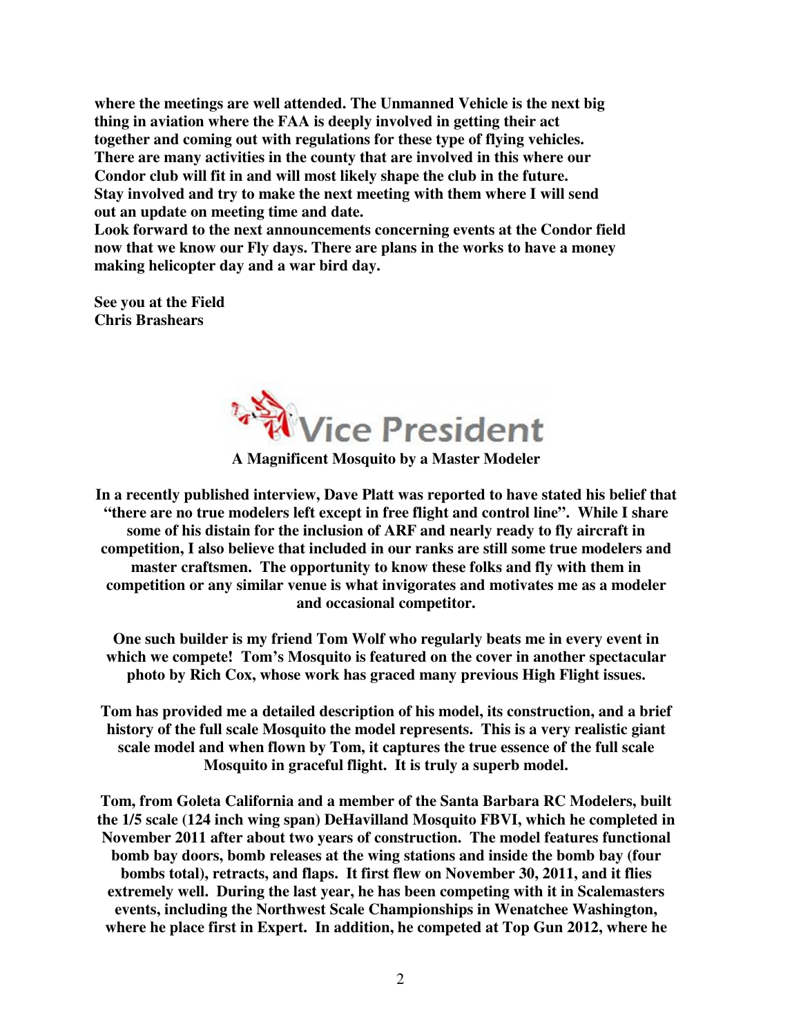**where the meetings are well attended. The Unmanned Vehicle is the next big thing in aviation where the FAA is deeply involved in getting their act together and coming out with regulations for these type of flying vehicles. There are many activities in the county that are involved in this where our Condor club will fit in and will most likely shape the club in the future. Stay involved and try to make the next meeting with them where I will send out an update on meeting time and date.**

**Look forward to the next announcements concerning events at the Condor field now that we know our Fly days. There are plans in the works to have a money making helicopter day and a war bird day.**

**See you at the Field**
**Chris Brashears**

# Vice President

**A Magnificent Mosquito by a Master Modeler**

**In a recently published interview, Dave Platt was reported to have stated his belief that "there are no true modelers left except in free flight and control line". While I share some of his distain for the inclusion of ARF and nearly ready to fly aircraft in competition, I also believe that included in our ranks are still some true modelers and master craftsmen. The opportunity to know these folks and fly with them in competition or any similar venue is what invigorates and motivates me as a modeler and occasional competitor.**

**One such builder is my friend Tom Wolf who regularly beats me in every event in which we compete! Tom's Mosquito is featured on the cover in another spectacular photo by Rich Cox, whose work has graced many previous High Flight issues.**

**Tom has provided me a detailed description of his model, its construction, and a brief history of the full scale Mosquito the model represents. This is a very realistic giant scale model and when flown by Tom, it captures the true essence of the full scale Mosquito in graceful flight. It is truly a superb model.**

**Tom, from Goleta California and a member of the Santa Barbara RC Modelers, built the 1/5 scale (124 inch wing span) DeHavilland Mosquito FBVI, which he completed in November 2011 after about two years of construction. The model features functional bomb bay doors, bomb releases at the wing stations and inside the bomb bay (four bombs total), retracts, and flaps. It first flew on November 30, 2011, and it flies extremely well. During the last year, he has been competing with it in Scalemasters events, including the Northwest Scale Championships in Wenatchee Washington, where he place first in Expert. In addition, he competed at Top Gun 2012, where he**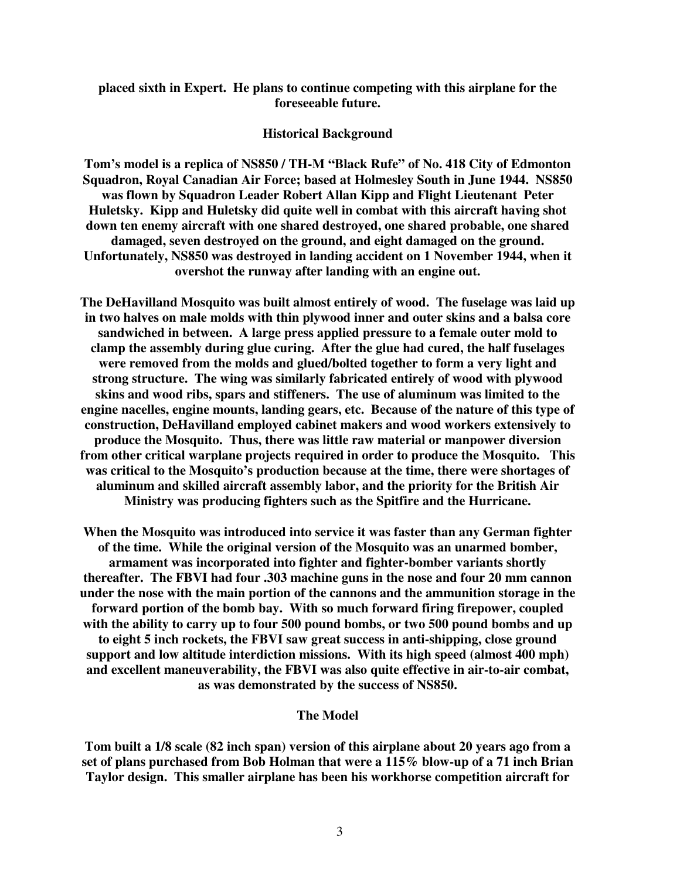**placed sixth in Expert. He plans to continue competing with this airplane for the foreseeable future.**

## Historical Background

**Tom's model is a replica of NS850 / TH-M "Black Rufe" of No. 418 City of Edmonton Squadron, Royal Canadian Air Force; based at Holmesley South in June 1944. NS850 was flown by Squadron Leader Robert Allan Kipp and Flight Lieutenant Peter Huletsky. Kipp and Huletsky did quite well in combat with this aircraft having shot down ten enemy aircraft with one shared destroyed, one shared probable, one shared damaged, seven destroyed on the ground, and eight damaged on the ground. Unfortunately, NS850 was destroyed in landing accident on 1 November 1944, when it overshot the runway after landing with an engine out.**

**The DeHavilland Mosquito was built almost entirely of wood. The fuselage was laid up in two halves on male molds with thin plywood inner and outer skins and a balsa core sandwiched in between. A large press applied pressure to a female outer mold to clamp the assembly during glue curing. After the glue had cured, the half fuselages were removed from the molds and glued/bolted together to form a very light and strong structure. The wing was similarly fabricated entirely of wood with plywood skins and wood ribs, spars and stiffeners. The use of aluminum was limited to the engine nacelles, engine mounts, landing gears, etc. Because of the nature of this type of construction, DeHavilland employed cabinet makers and wood workers extensively to produce the Mosquito. Thus, there was little raw material or manpower diversion from other critical warplane projects required in order to produce the Mosquito. This was critical to the Mosquito's production because at the time, there were shortages of aluminum and skilled aircraft assembly labor, and the priority for the British Air Ministry was producing fighters such as the Spitfire and the Hurricane.**

**When the Mosquito was introduced into service it was faster than any German fighter of the time. While the original version of the Mosquito was an unarmed bomber, armament was incorporated into fighter and fighter-bomber variants shortly thereafter. The FBVI had four .303 machine guns in the nose and four 20 mm cannon under the nose with the main portion of the cannons and the ammunition storage in the forward portion of the bomb bay. With so much forward firing firepower, coupled with the ability to carry up to four 500 pound bombs, or two 500 pound bombs and up to eight 5 inch rockets, the FBVI saw great success in anti-shipping, close ground support and low altitude interdiction missions. With its high speed (almost 400 mph) and excellent maneuverability, the FBVI was also quite effective in air-to-air combat, as was demonstrated by the success of NS850.**

## The Model

**Tom built a 1/8 scale (82 inch span) version of this airplane about 20 years ago from a set of plans purchased from Bob Holman that were a 115% blow-up of a 71 inch Brian Taylor design. This smaller airplane has been his workhorse competition aircraft for**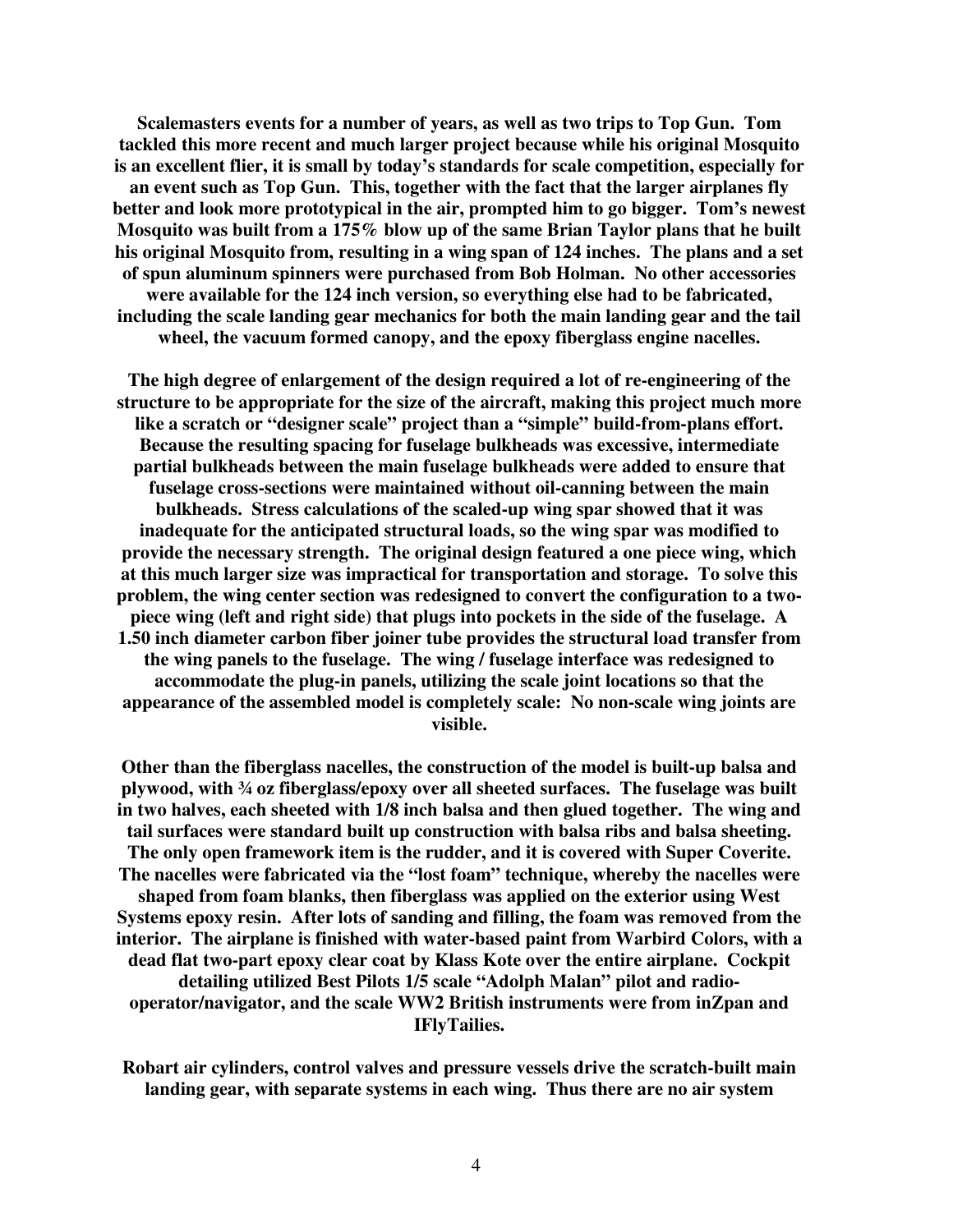**Scalemasters events for a number of years, as well as two trips to Top Gun. Tom tackled this more recent and much larger project because while his original Mosquito is an excellent flier, it is small by today's standards for scale competition, especially for an event such as Top Gun. This, together with the fact that the larger airplanes fly better and look more prototypical in the air, prompted him to go bigger. Tom's newest Mosquito was built from a 175% blow up of the same Brian Taylor plans that he built his original Mosquito from, resulting in a wing span of 124 inches. The plans and a set of spun aluminum spinners were purchased from Bob Holman. No other accessories were available for the 124 inch version, so everything else had to be fabricated, including the scale landing gear mechanics for both the main landing gear and the tail wheel, the vacuum formed canopy, and the epoxy fiberglass engine nacelles.**

**The high degree of enlargement of the design required a lot of re-engineering of the structure to be appropriate for the size of the aircraft, making this project much more like a scratch or "designer scale" project than a "simple" build-from-plans effort. Because the resulting spacing for fuselage bulkheads was excessive, intermediate partial bulkheads between the main fuselage bulkheads were added to ensure that fuselage cross-sections were maintained without oil-canning between the main bulkheads. Stress calculations of the scaled-up wing spar showed that it was inadequate for the anticipated structural loads, so the wing spar was modified to provide the necessary strength. The original design featured a one piece wing, which at this much larger size was impractical for transportation and storage. To solve this problem, the wing center section was redesigned to convert the configuration to a two-piece wing (left and right side) that plugs into pockets in the side of the fuselage. A 1.50 inch diameter carbon fiber joiner tube provides the structural load transfer from the wing panels to the fuselage. The wing / fuselage interface was redesigned to accommodate the plug-in panels, utilizing the scale joint locations so that the appearance of the assembled model is completely scale: No non-scale wing joints are visible.**

**Other than the fiberglass nacelles, the construction of the model is built-up balsa and plywood, with ¾ oz fiberglass/epoxy over all sheeted surfaces. The fuselage was built in two halves, each sheeted with 1/8 inch balsa and then glued together. The wing and tail surfaces were standard built up construction with balsa ribs and balsa sheeting. The only open framework item is the rudder, and it is covered with Super Coverite. The nacelles were fabricated via the "lost foam" technique, whereby the nacelles were shaped from foam blanks, then fiberglass was applied on the exterior using West Systems epoxy resin. After lots of sanding and filling, the foam was removed from the interior. The airplane is finished with water-based paint from Warbird Colors, with a dead flat two-part epoxy clear coat by Klass Kote over the entire airplane. Cockpit detailing utilized Best Pilots 1/5 scale "Adolph Malan" pilot and radio-operator/navigator, and the scale WW2 British instruments were from inZpan and IFlyTailies.**

**Robart air cylinders, control valves and pressure vessels drive the scratch-built main landing gear, with separate systems in each wing. Thus there are no air system**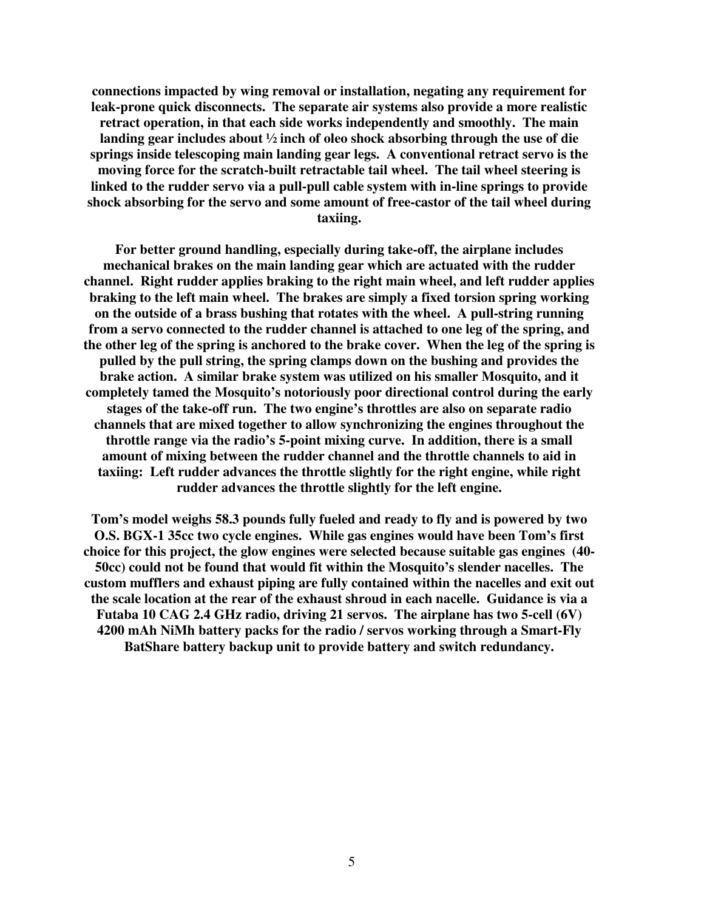**connections impacted by wing removal or installation, negating any requirement for leak-prone quick disconnects. The separate air systems also provide a more realistic retract operation, in that each side works independently and smoothly. The main landing gear includes about ½ inch of oleo shock absorbing through the use of die springs inside telescoping main landing gear legs. A conventional retract servo is the moving force for the scratch-built retractable tail wheel. The tail wheel steering is linked to the rudder servo via a pull-pull cable system with in-line springs to provide shock absorbing for the servo and some amount of free-castor of the tail wheel during taxiing.**

**For better ground handling, especially during take-off, the airplane includes mechanical brakes on the main landing gear which are actuated with the rudder channel. Right rudder applies braking to the right main wheel, and left rudder applies braking to the left main wheel. The brakes are simply a fixed torsion spring working on the outside of a brass bushing that rotates with the wheel. A pull-string running from a servo connected to the rudder channel is attached to one leg of the spring, and the other leg of the spring is anchored to the brake cover. When the leg of the spring is pulled by the pull string, the spring clamps down on the bushing and provides the brake action. A similar brake system was utilized on his smaller Mosquito, and it completely tamed the Mosquito's notoriously poor directional control during the early stages of the take-off run. The two engine's throttles are also on separate radio channels that are mixed together to allow synchronizing the engines throughout the throttle range via the radio's 5-point mixing curve. In addition, there is a small amount of mixing between the rudder channel and the throttle channels to aid in taxiing: Left rudder advances the throttle slightly for the right engine, while right rudder advances the throttle slightly for the left engine.**

**Tom's model weighs 58.3 pounds fully fueled and ready to fly and is powered by two O.S. BGX-1 35cc two cycle engines. While gas engines would have been Tom's first choice for this project, the glow engines were selected because suitable gas engines (40-50cc) could not be found that would fit within the Mosquito's slender nacelles. The custom mufflers and exhaust piping are fully contained within the nacelles and exit out the scale location at the rear of the exhaust shroud in each nacelle. Guidance is via a Futaba 10 CAG 2.4 GHz radio, driving 21 servos. The airplane has two 5-cell (6V) 4200 mAh NiMh battery packs for the radio / servos working through a Smart-Fly BatShare battery backup unit to provide battery and switch redundancy.**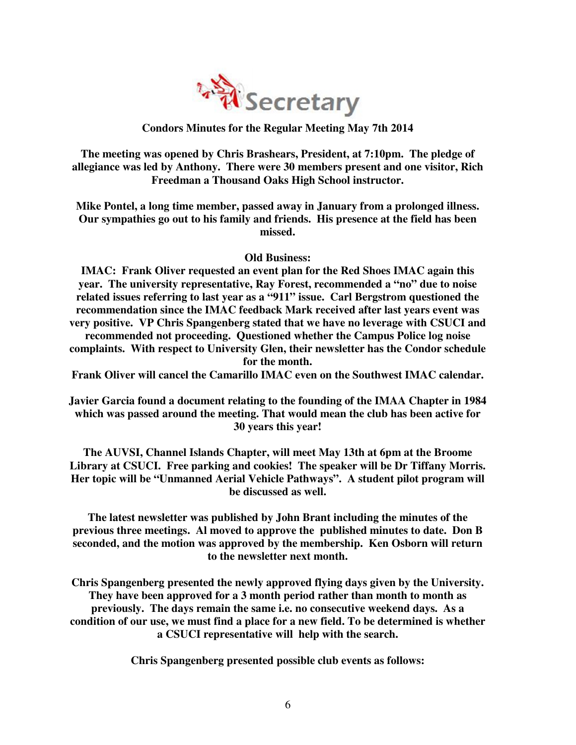# Secretary

**Condors Minutes for the Regular Meeting May 7th 2014**

**The meeting was opened by Chris Brashears, President, at 7:10pm. The pledge of allegiance was led by Anthony. There were 30 members present and one visitor, Rich Freedman a Thousand Oaks High School instructor.**

**Mike Pontel, a long time member, passed away in January from a prolonged illness. Our sympathies go out to his family and friends. His presence at the field has been missed.**

**Old Business:**

**IMAC: Frank Oliver requested an event plan for the Red Shoes IMAC again this year. The university representative, Ray Forest, recommended a "no" due to noise related issues referring to last year as a "911" issue. Carl Bergstrom questioned the recommendation since the IMAC feedback Mark received after last years event was very positive. VP Chris Spangenberg stated that we have no leverage with CSUCI and recommended not proceeding. Questioned whether the Campus Police log noise complaints. With respect to University Glen, their newsletter has the Condor schedule for the month.**

**Frank Oliver will cancel the Camarillo IMAC even on the Southwest IMAC calendar.**

**Javier Garcia found a document relating to the founding of the IMAA Chapter in 1984 which was passed around the meeting. That would mean the club has been active for 30 years this year!**

**The AUVSI, Channel Islands Chapter, will meet May 13th at 6pm at the Broome Library at CSUCI. Free parking and cookies! The speaker will be Dr Tiffany Morris. Her topic will be "Unmanned Aerial Vehicle Pathways". A student pilot program will be discussed as well.**

**The latest newsletter was published by John Brant including the minutes of the previous three meetings. Al moved to approve the published minutes to date. Don B seconded, and the motion was approved by the membership. Ken Osborn will return to the newsletter next month.**

**Chris Spangenberg presented the newly approved flying days given by the University. They have been approved for a 3 month period rather than month to month as previously. The days remain the same i.e. no consecutive weekend days. As a condition of our use, we must find a place for a new field. To be determined is whether a CSUCI representative will help with the search.**

**Chris Spangenberg presented possible club events as follows:**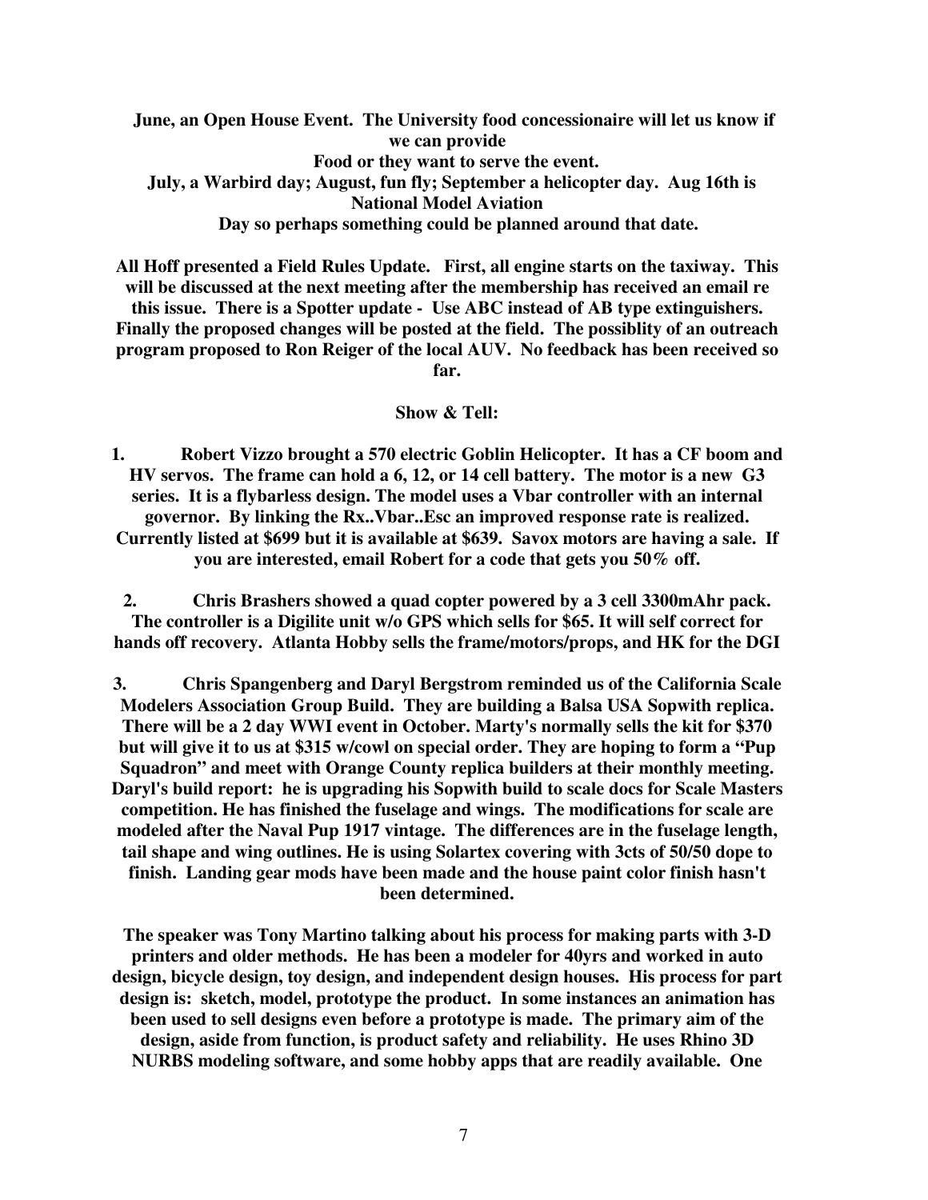**June, an Open House Event. The University food concessionaire will let us know if we can provide Food or they want to serve the event.**
**July, a Warbird day; August, fun fly; September a helicopter day. Aug 16th is National Model Aviation Day so perhaps something could be planned around that date.**

**All Hoff presented a Field Rules Update. First, all engine starts on the taxiway. This will be discussed at the next meeting after the membership has received an email re this issue. There is a Spotter update - Use ABC instead of AB type extinguishers. Finally the proposed changes will be posted at the field. The possiblity of an outreach program proposed to Ron Reiger of the local AUV. No feedback has been received so far.**

**Show & Tell:**

1. **Robert Vizzo brought a 570 electric Goblin Helicopter. It has a CF boom and HV servos. The frame can hold a 6, 12, or 14 cell battery. The motor is a new G3 series. It is a flybarless design. The model uses a Vbar controller with an internal governor. By linking the Rx..Vbar..Esc an improved response rate is realized. Currently listed at $699 but it is available at $639. Savox motors are having a sale. If you are interested, email Robert for a code that gets you 50% off.**

2. **Chris Brashers showed a quad copter powered by a 3 cell 3300mAhr pack. The controller is a Digilite unit w/o GPS which sells for $65. It will self correct for hands off recovery. Atlanta Hobby sells the frame/motors/props, and HK for the DGI**

3. **Chris Spangenberg and Daryl Bergstrom reminded us of the California Scale Modelers Association Group Build. They are building a Balsa USA Sopwith replica. There will be a 2 day WWI event in October. Marty's normally sells the kit for $370 but will give it to us at $315 w/cowl on special order. They are hoping to form a "Pup Squadron" and meet with Orange County replica builders at their monthly meeting. Daryl's build report: he is upgrading his Sopwith build to scale docs for Scale Masters competition. He has finished the fuselage and wings. The modifications for scale are modeled after the Naval Pup 1917 vintage. The differences are in the fuselage length, tail shape and wing outlines. He is using Solartex covering with 3cts of 50/50 dope to finish. Landing gear mods have been made and the house paint color finish hasn't been determined.**

**The speaker was Tony Martino talking about his process for making parts with 3-D printers and older methods. He has been a modeler for 40yrs and worked in auto design, bicycle design, toy design, and independent design houses. His process for part design is: sketch, model, prototype the product. In some instances an animation has been used to sell designs even before a prototype is made. The primary aim of the design, aside from function, is product safety and reliability. He uses Rhino 3D NURBS modeling software, and some hobby apps that are readily available. One**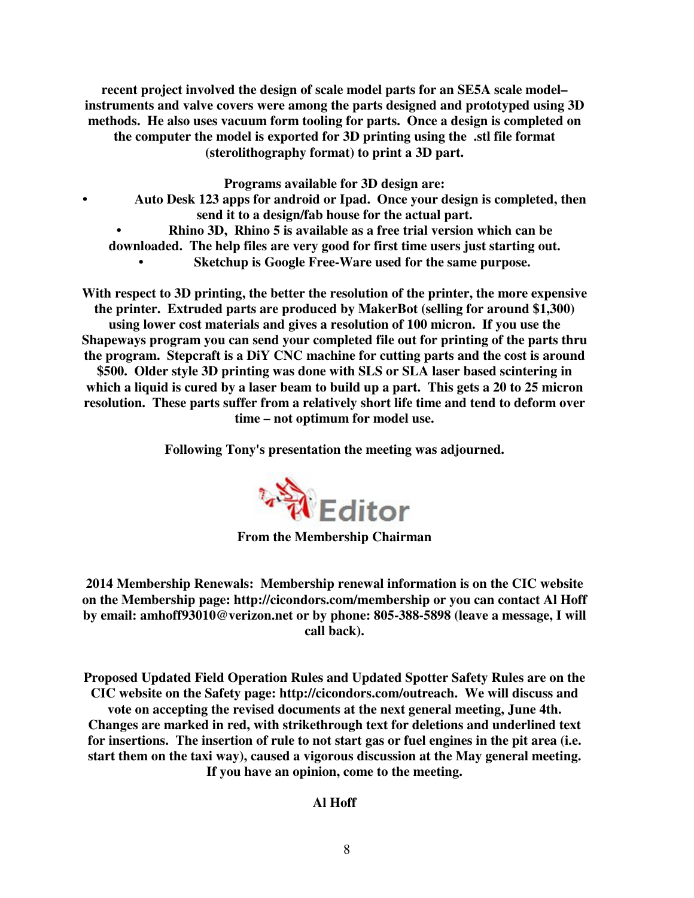**recent project involved the design of scale model parts for an SE5A scale model– instruments and valve covers were among the parts designed and prototyped using 3D methods. He also uses vacuum form tooling for parts. Once a design is completed on the computer the model is exported for 3D printing using the .stl file format (sterolithography format) to print a 3D part.**

**Programs available for 3D design are:**

- **Auto Desk 123 apps for android or Ipad. Once your design is completed, then send it to a design/fab house for the actual part.**
- **Rhino 3D, Rhino 5 is available as a free trial version which can be downloaded. The help files are very good for first time users just starting out.**
- **Sketchup is Google Free-Ware used for the same purpose.**

**With respect to 3D printing, the better the resolution of the printer, the more expensive the printer. Extruded parts are produced by MakerBot (selling for around $1,300) using lower cost materials and gives a resolution of 100 micron. If you use the Shapeways program you can send your completed file out for printing of the parts thru the program. Stepcraft is a DiY CNC machine for cutting parts and the cost is around $500. Older style 3D printing was done with SLS or SLA laser based scintering in which a liquid is cured by a laser beam to build up a part. This gets a 20 to 25 micron resolution. These parts suffer from a relatively short life time and tend to deform over time – not optimum for model use.**

**Following Tony's presentation the meeting was adjourned.**

Editor

**From the Membership Chairman**

**2014 Membership Renewals: Membership renewal information is on the CIC website on the Membership page: http://cicondors.com/membership or you can contact Al Hoff by email: amhoff93010@verizon.net or by phone: 805-388-5898 (leave a message, I will call back).**

**Proposed Updated Field Operation Rules and Updated Spotter Safety Rules are on the CIC website on the Safety page: http://cicondors.com/outreach. We will discuss and vote on accepting the revised documents at the next general meeting, June 4th. Changes are marked in red, with strikethrough text for deletions and underlined text for insertions. The insertion of rule to not start gas or fuel engines in the pit area (i.e. start them on the taxi way), caused a vigorous discussion at the May general meeting. If you have an opinion, come to the meeting.**

**Al Hoff**